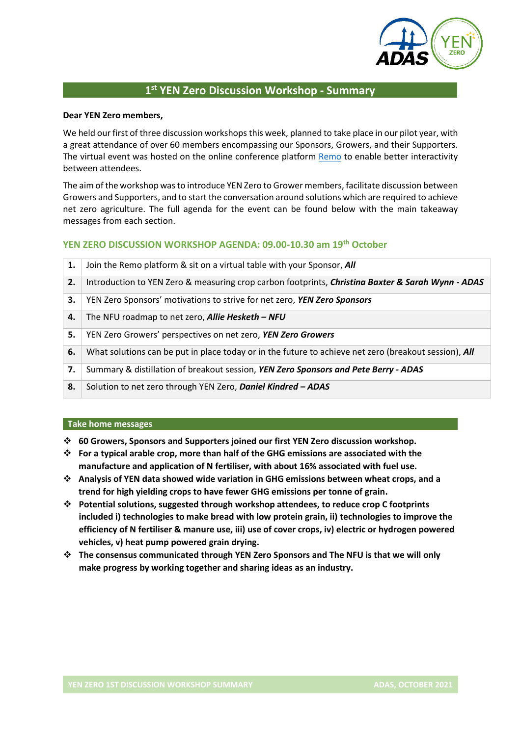# 1st YEN Zero Discussion Workshop - Summary

**Dear YEN Zero members,**

We held our first of three discussion workshops this week, planned to take place in our pilot year, with a great attendance of over 60 members encompassing our Sponsors, Growers, and their Supporters. The virtual event was hosted on the online conference platform Remo to enable better interactivity between attendees.

The aim of the workshop was to introduce YEN Zero to Grower members, facilitate discussion between Growers and Supporters, and to start the conversation around solutions which are required to achieve net zero agriculture. The full agenda for the event can be found below with the main takeaway messages from each section.

## YEN ZERO DISCUSSION WORKSHOP AGENDA: 09.00-10.30 am 19th October

| | |
|---|---|
| **1.** | Join the Remo platform & sit on a virtual table with your Sponsor, ***All*** |
| **2.** | Introduction to YEN Zero & measuring crop carbon footprints, ***Christina Baxter & Sarah Wynn - ADAS*** |
| **3.** | YEN Zero Sponsors' motivations to strive for net zero, ***YEN Zero Sponsors*** |
| **4.** | The NFU roadmap to net zero, ***Allie Hesketh – NFU*** |
| **5.** | YEN Zero Growers' perspectives on net zero, ***YEN Zero Growers*** |
| **6.** | What solutions can be put in place today or in the future to achieve net zero (breakout session), ***All*** |
| **7.** | Summary & distillation of breakout session, ***YEN Zero Sponsors and Pete Berry - ADAS*** |
| **8.** | Solution to net zero through YEN Zero, ***Daniel Kindred – ADAS*** |

## Take home messages

- **60 Growers, Sponsors and Supporters joined our first YEN Zero discussion workshop.**
- **For a typical arable crop, more than half of the GHG emissions are associated with the manufacture and application of N fertiliser, with about 16% associated with fuel use.**
- **Analysis of YEN data showed wide variation in GHG emissions between wheat crops, and a trend for high yielding crops to have fewer GHG emissions per tonne of grain.**
- **Potential solutions, suggested through workshop attendees, to reduce crop C footprints included i) technologies to make bread with low protein grain, ii) technologies to improve the efficiency of N fertiliser & manure use, iii) use of cover crops, iv) electric or hydrogen powered vehicles, v) heat pump powered grain drying.**
- **The consensus communicated through YEN Zero Sponsors and The NFU is that we will only make progress by working together and sharing ideas as an industry.**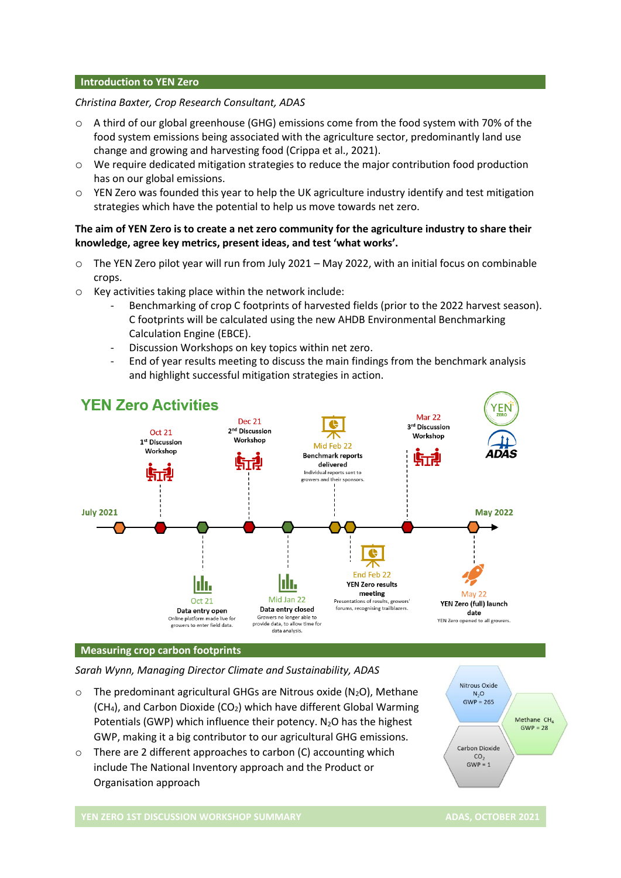## Introduction to YEN Zero

*Christina Baxter, Crop Research Consultant, ADAS*

- A third of our global greenhouse (GHG) emissions come from the food system with 70% of the food system emissions being associated with the agriculture sector, predominantly land use change and growing and harvesting food (Crippa et al., 2021).
- We require dedicated mitigation strategies to reduce the major contribution food production has on our global emissions.
- YEN Zero was founded this year to help the UK agriculture industry identify and test mitigation strategies which have the potential to help us move towards net zero.

**The aim of YEN Zero is to create a net zero community for the agriculture industry to share their knowledge, agree key metrics, present ideas, and test 'what works'.**

- The YEN Zero pilot year will run from July 2021 – May 2022, with an initial focus on combinable crops.
- Key activities taking place within the network include:
  - Benchmarking of crop C footprints of harvested fields (prior to the 2022 harvest season). C footprints will be calculated using the new AHDB Environmental Benchmarking Calculation Engine (EBCE).
  - Discussion Workshops on key topics within net zero.
  - End of year results meeting to discuss the main findings from the benchmark analysis and highlight successful mitigation strategies in action.

**YEN Zero Activities**

July 2021 – May 2022

- Oct 21 – 1st Discussion Workshop
- Oct 21 – Data entry open: Online platform made live for growers to enter field data.
- Dec 21 – 2nd Discussion Workshop
- Mid Jan 22 – Data entry closed: Growers no longer able to provide data, to allow time for data analysis.
- Mid Feb 22 – Benchmark reports delivered: Individual reports sent to growers and their sponsors.
- End Feb 22 – YEN Zero results meeting: Presentations of results, growers' forums, recognising trailblazers.
- Mar 22 – 3rd Discussion Workshop
- May 22 – YEN Zero (full) launch date: YEN Zero opened to all growers.

## Measuring crop carbon footprints

*Sarah Wynn, Managing Director Climate and Sustainability, ADAS*

- The predominant agricultural GHGs are Nitrous oxide ($N_2O$), Methane ($CH_4$), and Carbon Dioxide ($CO_2$) which have different Global Warming Potentials (GWP) which influence their potency. $N_2O$ has the highest GWP, making it a big contributor to our agricultural GHG emissions.
- There are 2 different approaches to carbon (C) accounting which include The National Inventory approach and the Product or Organisation approach

Nitrous Oxide $N_2O$ GWP = 265

Methane $CH_4$ GWP = 28

Carbon Dioxide $CO_2$ GWP = 1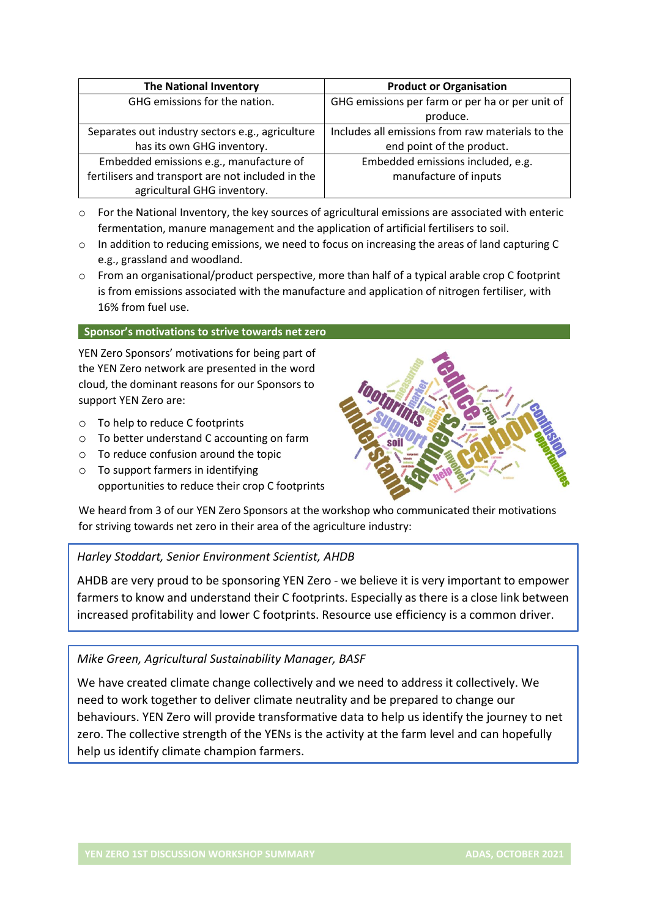| The National Inventory | Product or Organisation |
|---|---|
| GHG emissions for the nation. | GHG emissions per farm or per ha or per unit of produce. |
| Separates out industry sectors e.g., agriculture has its own GHG inventory. | Includes all emissions from raw materials to the end point of the product. |
| Embedded emissions e.g., manufacture of fertilisers and transport are not included in the agricultural GHG inventory. | Embedded emissions included, e.g. manufacture of inputs |

- For the National Inventory, the key sources of agricultural emissions are associated with enteric fermentation, manure management and the application of artificial fertilisers to soil.
- In addition to reducing emissions, we need to focus on increasing the areas of land capturing C e.g., grassland and woodland.
- From an organisational/product perspective, more than half of a typical arable crop C footprint is from emissions associated with the manufacture and application of nitrogen fertiliser, with 16% from fuel use.

## Sponsor's motivations to strive towards net zero

YEN Zero Sponsors' motivations for being part of the YEN Zero network are presented in the word cloud, the dominant reasons for our Sponsors to support YEN Zero are:

- To help to reduce C footprints
- To better understand C accounting on farm
- To reduce confusion around the topic
- To support farmers in identifying opportunities to reduce their crop C footprints

We heard from 3 of our YEN Zero Sponsors at the workshop who communicated their motivations for striving towards net zero in their area of the agriculture industry:

*Harley Stoddart, Senior Environment Scientist, AHDB*

AHDB are very proud to be sponsoring YEN Zero - we believe it is very important to empower farmers to know and understand their C footprints. Especially as there is a close link between increased profitability and lower C footprints. Resource use efficiency is a common driver.

*Mike Green, Agricultural Sustainability Manager, BASF*

We have created climate change collectively and we need to address it collectively. We need to work together to deliver climate neutrality and be prepared to change our behaviours. YEN Zero will provide transformative data to help us identify the journey to net zero. The collective strength of the YENs is the activity at the farm level and can hopefully help us identify climate champion farmers.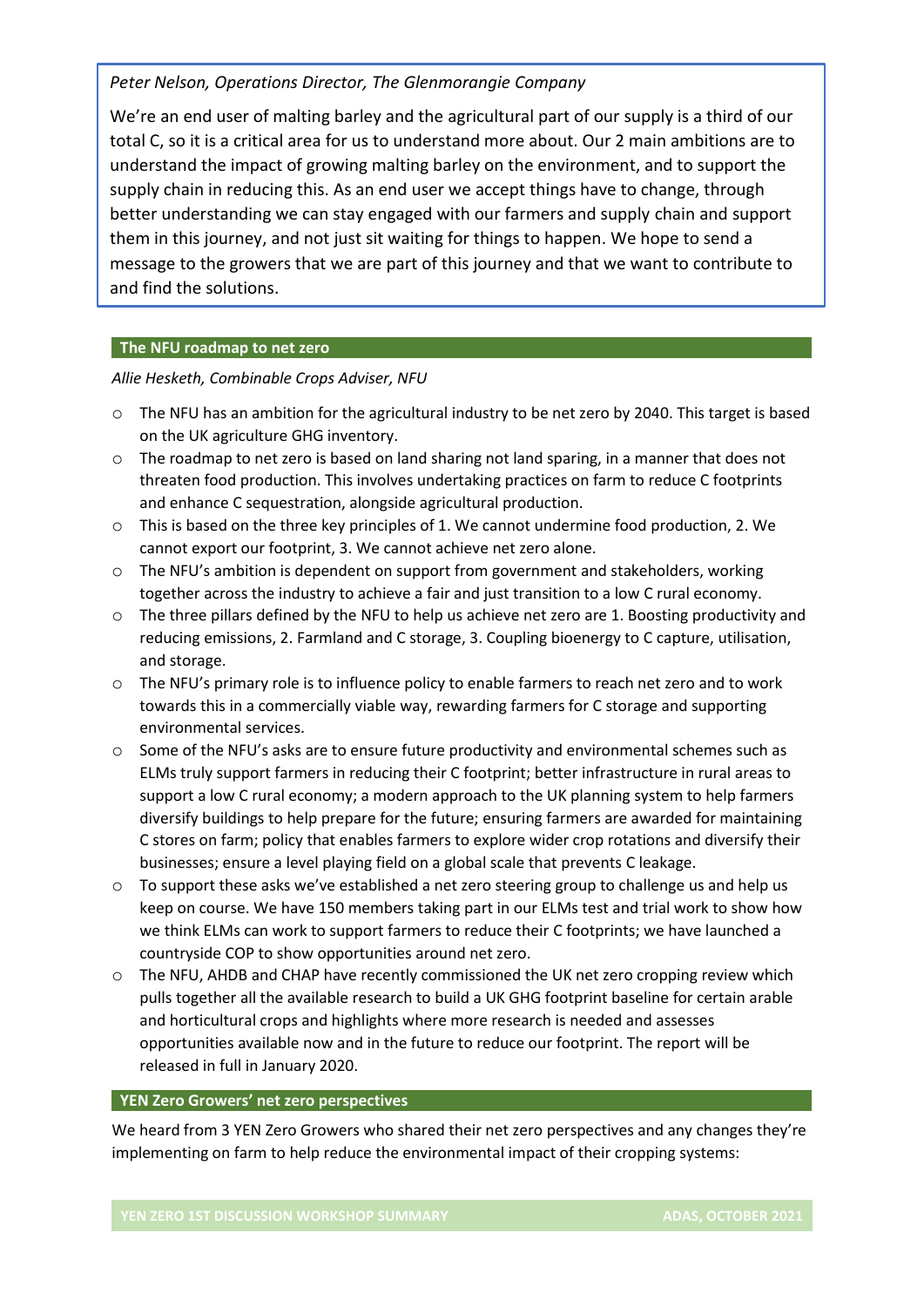*Peter Nelson, Operations Director, The Glenmorangie Company*

We're an end user of malting barley and the agricultural part of our supply is a third of our total C, so it is a critical area for us to understand more about. Our 2 main ambitions are to understand the impact of growing malting barley on the environment, and to support the supply chain in reducing this. As an end user we accept things have to change, through better understanding we can stay engaged with our farmers and supply chain and support them in this journey, and not just sit waiting for things to happen. We hope to send a message to the growers that we are part of this journey and that we want to contribute to and find the solutions.

## The NFU roadmap to net zero

*Allie Hesketh, Combinable Crops Adviser, NFU*

- The NFU has an ambition for the agricultural industry to be net zero by 2040. This target is based on the UK agriculture GHG inventory.
- The roadmap to net zero is based on land sharing not land sparing, in a manner that does not threaten food production. This involves undertaking practices on farm to reduce C footprints and enhance C sequestration, alongside agricultural production.
- This is based on the three key principles of 1. We cannot undermine food production, 2. We cannot export our footprint, 3. We cannot achieve net zero alone.
- The NFU's ambition is dependent on support from government and stakeholders, working together across the industry to achieve a fair and just transition to a low C rural economy.
- The three pillars defined by the NFU to help us achieve net zero are 1. Boosting productivity and reducing emissions, 2. Farmland and C storage, 3. Coupling bioenergy to C capture, utilisation, and storage.
- The NFU's primary role is to influence policy to enable farmers to reach net zero and to work towards this in a commercially viable way, rewarding farmers for C storage and supporting environmental services.
- Some of the NFU's asks are to ensure future productivity and environmental schemes such as ELMs truly support farmers in reducing their C footprint; better infrastructure in rural areas to support a low C rural economy; a modern approach to the UK planning system to help farmers diversify buildings to help prepare for the future; ensuring farmers are awarded for maintaining C stores on farm; policy that enables farmers to explore wider crop rotations and diversify their businesses; ensure a level playing field on a global scale that prevents C leakage.
- To support these asks we've established a net zero steering group to challenge us and help us keep on course. We have 150 members taking part in our ELMs test and trial work to show how we think ELMs can work to support farmers to reduce their C footprints; we have launched a countryside COP to show opportunities around net zero.
- The NFU, AHDB and CHAP have recently commissioned the UK net zero cropping review which pulls together all the available research to build a UK GHG footprint baseline for certain arable and horticultural crops and highlights where more research is needed and assesses opportunities available now and in the future to reduce our footprint. The report will be released in full in January 2020.

## YEN Zero Growers' net zero perspectives

We heard from 3 YEN Zero Growers who shared their net zero perspectives and any changes they're implementing on farm to help reduce the environmental impact of their cropping systems: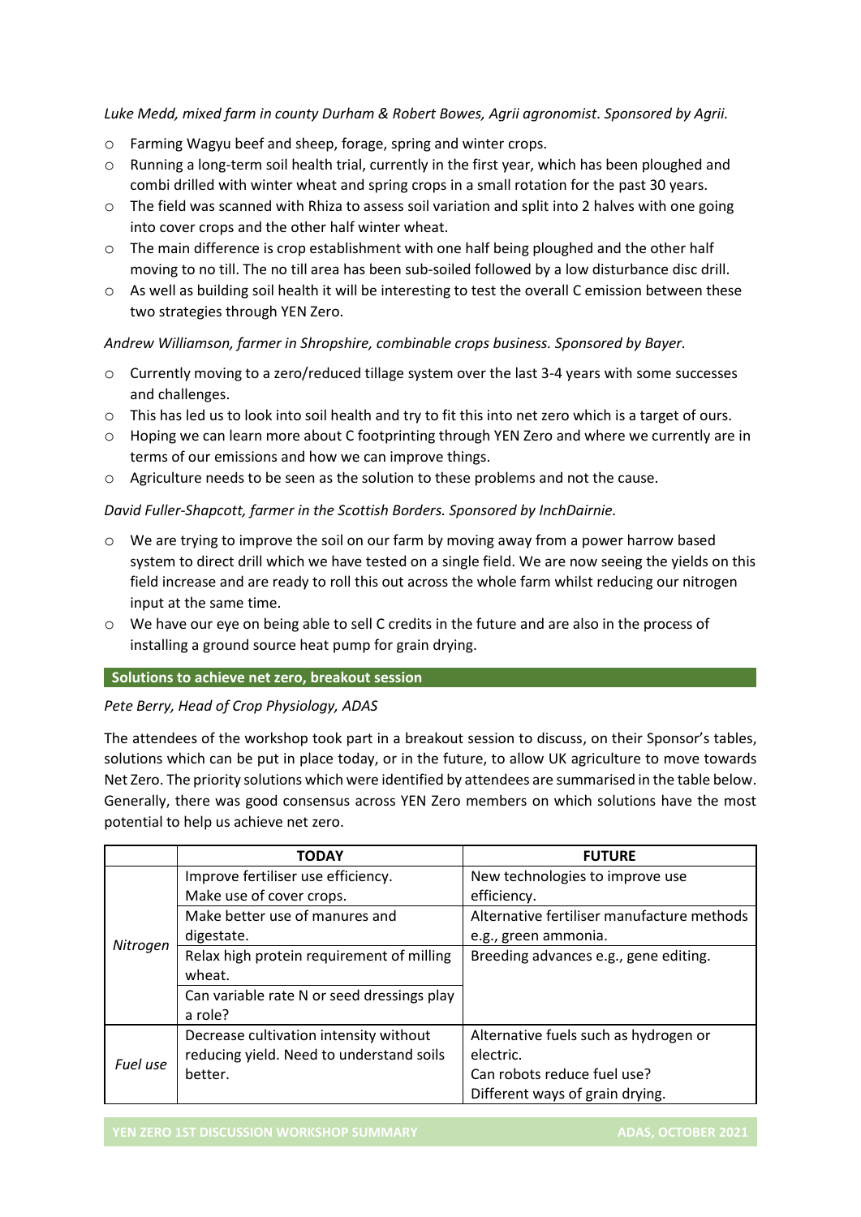*Luke Medd, mixed farm in county Durham & Robert Bowes, Agrii agronomist. Sponsored by Agrii.*

- Farming Wagyu beef and sheep, forage, spring and winter crops.
- Running a long-term soil health trial, currently in the first year, which has been ploughed and combi drilled with winter wheat and spring crops in a small rotation for the past 30 years.
- The field was scanned with Rhiza to assess soil variation and split into 2 halves with one going into cover crops and the other half winter wheat.
- The main difference is crop establishment with one half being ploughed and the other half moving to no till. The no till area has been sub-soiled followed by a low disturbance disc drill.
- As well as building soil health it will be interesting to test the overall C emission between these two strategies through YEN Zero.

*Andrew Williamson, farmer in Shropshire, combinable crops business. Sponsored by Bayer.*

- Currently moving to a zero/reduced tillage system over the last 3-4 years with some successes and challenges.
- This has led us to look into soil health and try to fit this into net zero which is a target of ours.
- Hoping we can learn more about C footprinting through YEN Zero and where we currently are in terms of our emissions and how we can improve things.
- Agriculture needs to be seen as the solution to these problems and not the cause.

*David Fuller-Shapcott, farmer in the Scottish Borders. Sponsored by InchDairnie.*

- We are trying to improve the soil on our farm by moving away from a power harrow based system to direct drill which we have tested on a single field. We are now seeing the yields on this field increase and are ready to roll this out across the whole farm whilst reducing our nitrogen input at the same time.
- We have our eye on being able to sell C credits in the future and are also in the process of installing a ground source heat pump for grain drying.

## Solutions to achieve net zero, breakout session

*Pete Berry, Head of Crop Physiology, ADAS*

The attendees of the workshop took part in a breakout session to discuss, on their Sponsor's tables, solutions which can be put in place today, or in the future, to allow UK agriculture to move towards Net Zero. The priority solutions which were identified by attendees are summarised in the table below. Generally, there was good consensus across YEN Zero members on which solutions have the most potential to help us achieve net zero.

| | TODAY | FUTURE |
|---|---|---|
| *Nitrogen* | Improve fertiliser use efficiency. Make use of cover crops. | New technologies to improve use efficiency. |
| | Make better use of manures and digestate. | Alternative fertiliser manufacture methods e.g., green ammonia. |
| | Relax high protein requirement of milling wheat. | Breeding advances e.g., gene editing. |
| | Can variable rate N or seed dressings play a role? | |
| *Fuel use* | Decrease cultivation intensity without reducing yield. Need to understand soils better. | Alternative fuels such as hydrogen or electric. Can robots reduce fuel use? Different ways of grain drying. |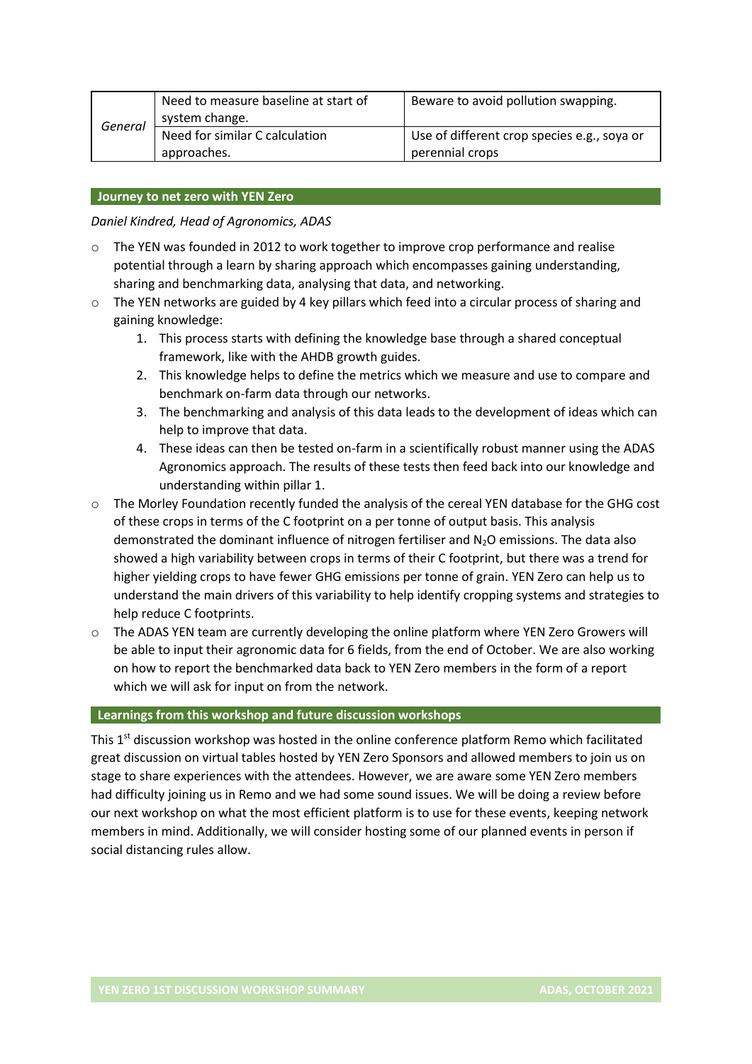| | | |
|---|---|---|
| *General* | Need to measure baseline at start of system change. | Beware to avoid pollution swapping. |
| | Need for similar C calculation approaches. | Use of different crop species e.g., soya or perennial crops |

## Journey to net zero with YEN Zero

*Daniel Kindred, Head of Agronomics, ADAS*

- The YEN was founded in 2012 to work together to improve crop performance and realise potential through a learn by sharing approach which encompasses gaining understanding, sharing and benchmarking data, analysing that data, and networking.
- The YEN networks are guided by 4 key pillars which feed into a circular process of sharing and gaining knowledge:
    1. This process starts with defining the knowledge base through a shared conceptual framework, like with the AHDB growth guides.
    2. This knowledge helps to define the metrics which we measure and use to compare and benchmark on-farm data through our networks.
    3. The benchmarking and analysis of this data leads to the development of ideas which can help to improve that data.
    4. These ideas can then be tested on-farm in a scientifically robust manner using the ADAS Agronomics approach. The results of these tests then feed back into our knowledge and understanding within pillar 1.
- The Morley Foundation recently funded the analysis of the cereal YEN database for the GHG cost of these crops in terms of the C footprint on a per tonne of output basis. This analysis demonstrated the dominant influence of nitrogen fertiliser and $N_2O$ emissions. The data also showed a high variability between crops in terms of their C footprint, but there was a trend for higher yielding crops to have fewer GHG emissions per tonne of grain. YEN Zero can help us to understand the main drivers of this variability to help identify cropping systems and strategies to help reduce C footprints.
- The ADAS YEN team are currently developing the online platform where YEN Zero Growers will be able to input their agronomic data for 6 fields, from the end of October. We are also working on how to report the benchmarked data back to YEN Zero members in the form of a report which we will ask for input on from the network.

## Learnings from this workshop and future discussion workshops

This 1st discussion workshop was hosted in the online conference platform Remo which facilitated great discussion on virtual tables hosted by YEN Zero Sponsors and allowed members to join us on stage to share experiences with the attendees. However, we are aware some YEN Zero members had difficulty joining us in Remo and we had some sound issues. We will be doing a review before our next workshop on what the most efficient platform is to use for these events, keeping network members in mind. Additionally, we will consider hosting some of our planned events in person if social distancing rules allow.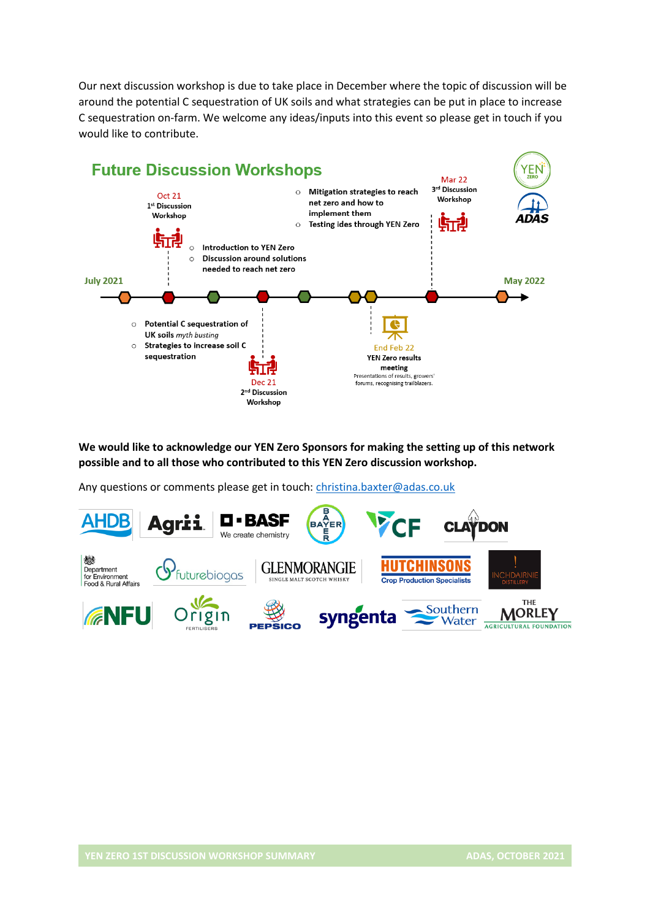Our next discussion workshop is due to take place in December where the topic of discussion will be around the potential C sequestration of UK soils and what strategies can be put in place to increase C sequestration on-farm. We welcome any ideas/inputs into this event so please get in touch if you would like to contribute.

## Future Discussion Workshops

July 2021

Oct 21
1st Discussion Workshop

- Introduction to YEN Zero
- Discussion around solutions needed to reach net zero

Dec 21
2nd Discussion Workshop

- Potential C sequestration of UK soils *myth busting*
- Strategies to increase soil C sequestration

End Feb 22
YEN Zero results meeting
Presentations of results, growers' forums, recognising trailblazers.

Mar 22
3rd Discussion Workshop

- Mitigation strategies to reach net zero and how to implement them
- Testing ides through YEN Zero

May 2022

**We would like to acknowledge our YEN Zero Sponsors for making the setting up of this network possible and to all those who contributed to this YEN Zero discussion workshop.**

Any questions or comments please get in touch: christina.baxter@adas.co.uk